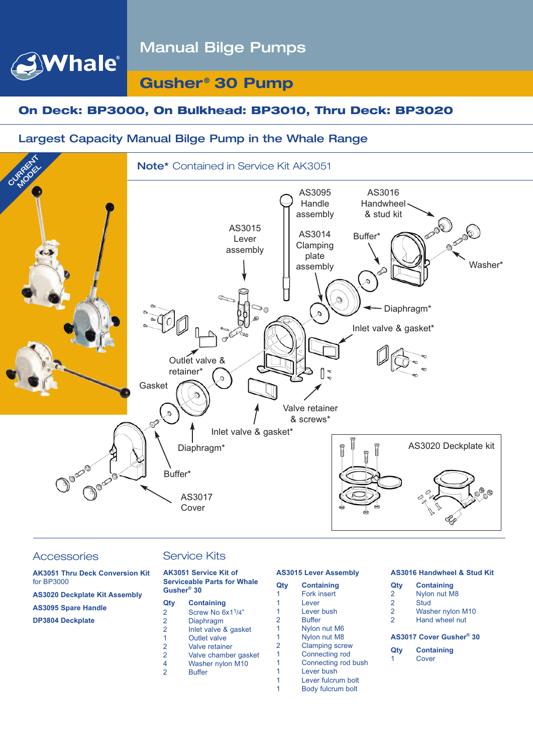# Manual Bilge Pumps

## Gusher® 30 Pump

### On Deck: BP3000, On Bulkhead: BP3010, Thru Deck: BP3020

### Largest Capacity Manual Bilge Pump in the Whale Range

CURRENT MODEL

**Note*** Contained in Service Kit AK3051

AS3095 Handle assembly

AS3016 Handwheel & stud kit

AS3015 Lever assembly

AS3014 Clamping plate assembly

Buffer*

Washer*

Diaphragm*

Inlet valve & gasket*

Outlet valve & retainer*

Gasket

Valve retainer & screws*

Inlet valve & gasket*

Diaphragm*

Buffer*

AS3017 Cover

AS3020 Deckplate kit

## Accessories

**AK3051 Thru Deck Conversion Kit** for BP3000

**AS3020 Deckplate Kit Assembly**

**AS3095 Spare Handle**

**DP3804 Deckplate**

## Service Kits

**AK3051 Service Kit of Serviceable Parts for Whale Gusher® 30**

| Qty | Containing |
|---|---|
| 2 | Screw No 6x1 1/4" |
| 2 | Diaphragm |
| 2 | Inlet valve & gasket |
| 1 | Outlet valve |
| 2 | Valve retainer |
| 2 | Valve chamber gasket |
| 4 | Washer nylon M10 |
| 2 | Buffer |

**AS3015 Lever Assembly**

| Qty | Containing |
|---|---|
| 1 | Fork insert |
| 1 | Lever |
| 1 | Lever bush |
| 2 | Buffer |
| 1 | Nylon nut M6 |
| 1 | Nylon nut M8 |
| 2 | Clamping screw |
| 1 | Connecting rod |
| 1 | Connecting rod bush |
| 1 | Lever bush |
| 1 | Lever fulcrum bolt |
| 1 | Body fulcrum bolt |

**AS3016 Handwheel & Stud Kit**

| Qty | Containing |
|---|---|
| 2 | Nylon nut M8 |
| 2 | Stud |
| 2 | Washer nylon M10 |
| 2 | Hand wheel nut |

**AS3017 Cover Gusher® 30**

| Qty | Containing |
|---|---|
| 1 | Cover |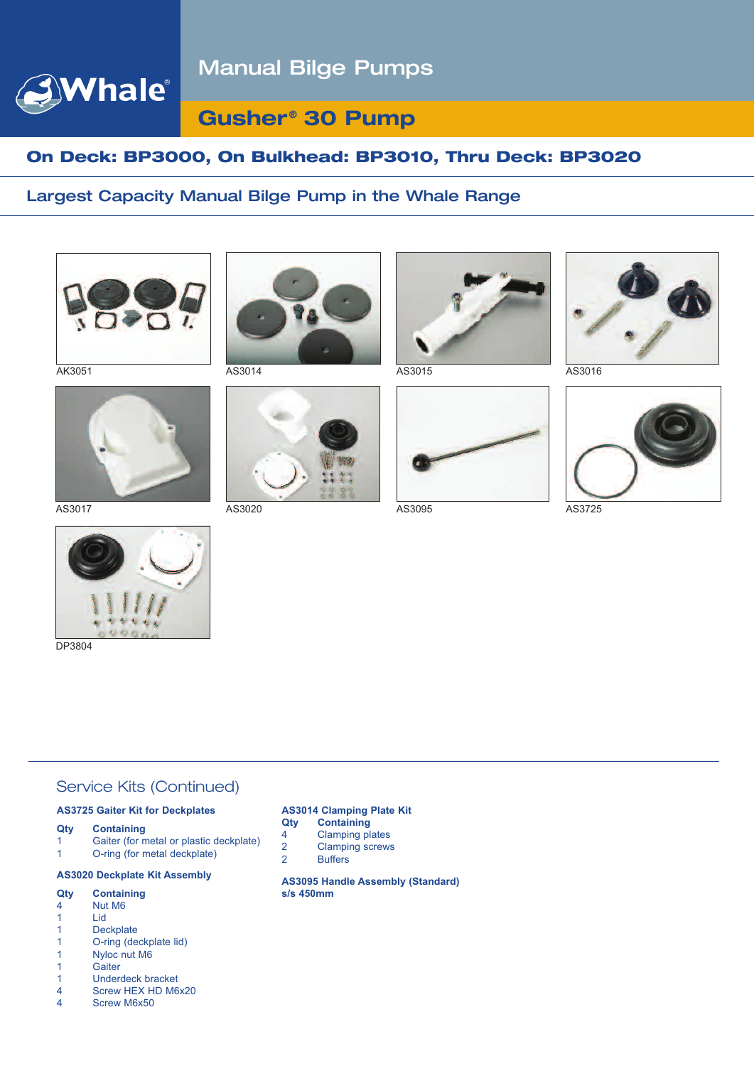# Manual Bilge Pumps

## Gusher® 30 Pump

### On Deck: BP3000, On Bulkhead: BP3010, Thru Deck: BP3020

### Largest Capacity Manual Bilge Pump in the Whale Range

AK3051

AS3014

AS3015

AS3016

AS3017

AS3020

AS3095

AS3725

DP3804

## Service Kits (Continued)

**AS3725 Gaiter Kit for Deckplates**

| Qty | Containing |
|---|---|
| 1 | Gaiter (for metal or plastic deckplate) |
| 1 | O-ring (for metal deckplate) |

**AS3020 Deckplate Kit Assembly**

| Qty | Containing |
|---|---|
| 4 | Nut M6 |
| 1 | Lid |
| 1 | Deckplate |
| 1 | O-ring (deckplate lid) |
| 1 | Nyloc nut M6 |
| 1 | Gaiter |
| 1 | Underdeck bracket |
| 4 | Screw HEX HD M6x20 |
| 4 | Screw M6x50 |

**AS3014 Clamping Plate Kit**

| Qty | Containing |
|---|---|
| 4 | Clamping plates |
| 2 | Clamping screws |
| 2 | Buffers |

**AS3095 Handle Assembly (Standard) s/s 450mm**